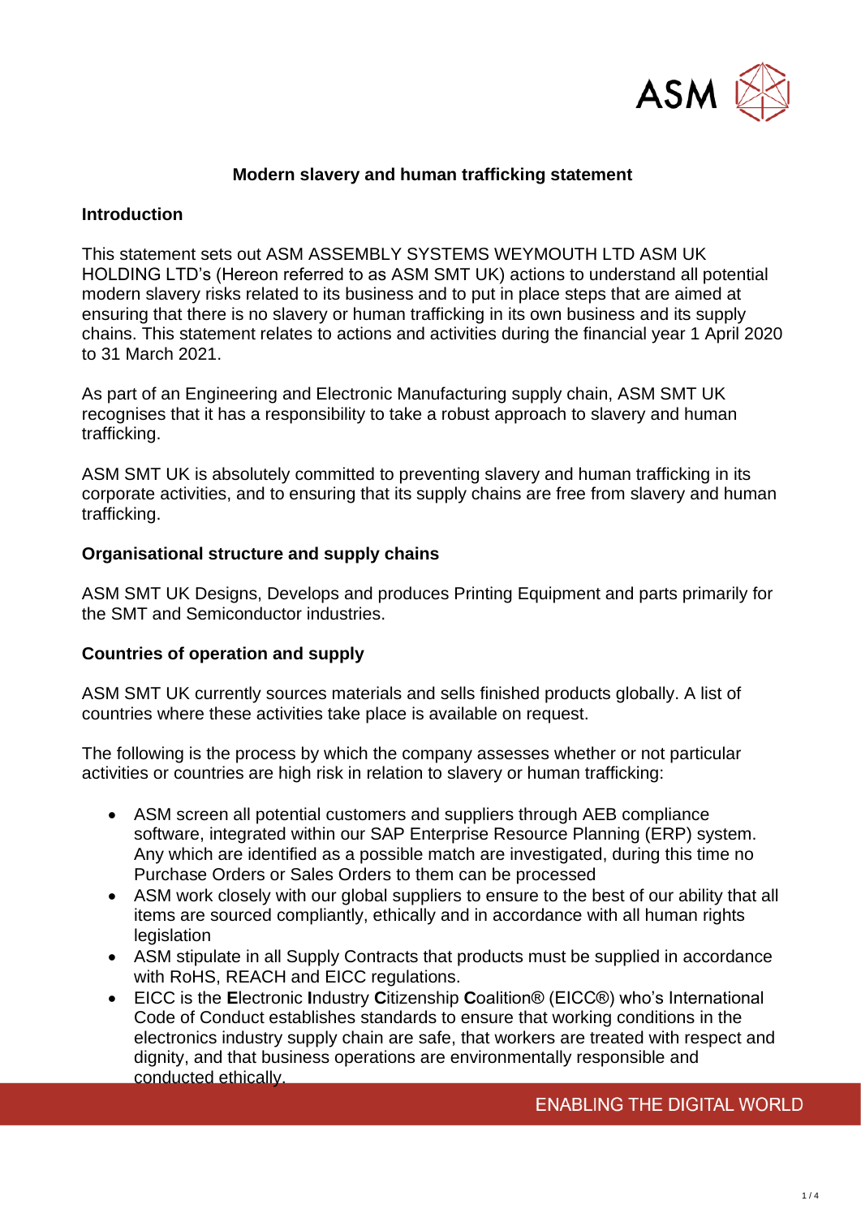## Modern slavery and human trafficking statement

### Introduction

This statement sets out ASM ASSEMBLY SYSTEMS WEYMOUTH LTD ASM UK HOLDING LTD's (Hereon referred to as ASM SMT UK) actions to understand all potential modern slavery risks related to its business and to put in place steps that are aimed at ensuring that there is no slavery or human trafficking in its own business and its supply chains. This statement relates to actions and activities during the financial year 1 April 2020 to 31 March 2021.

As part of an Engineering and Electronic Manufacturing supply chain, ASM SMT UK recognises that it has a responsibility to take a robust approach to slavery and human trafficking.

ASM SMT UK is absolutely committed to preventing slavery and human trafficking in its corporate activities, and to ensuring that its supply chains are free from slavery and human trafficking.

### Organisational structure and supply chains

ASM SMT UK Designs, Develops and produces Printing Equipment and parts primarily for the SMT and Semiconductor industries.

### Countries of operation and supply

ASM SMT UK currently sources materials and sells finished products globally. A list of countries where these activities take place is available on request.

The following is the process by which the company assesses whether or not particular activities or countries are high risk in relation to slavery or human trafficking:

- ASM screen all potential customers and suppliers through AEB compliance software, integrated within our SAP Enterprise Resource Planning (ERP) system. Any which are identified as a possible match are investigated, during this time no Purchase Orders or Sales Orders to them can be processed
- ASM work closely with our global suppliers to ensure to the best of our ability that all items are sourced compliantly, ethically and in accordance with all human rights legislation
- ASM stipulate in all Supply Contracts that products must be supplied in accordance with RoHS, REACH and EICC regulations.
- EICC is the **E**lectronic **I**ndustry **C**itizenship **C**oalition® (EICC®) who's International Code of Conduct establishes standards to ensure that working conditions in the electronics industry supply chain are safe, that workers are treated with respect and dignity, and that business operations are environmentally responsible and conducted ethically.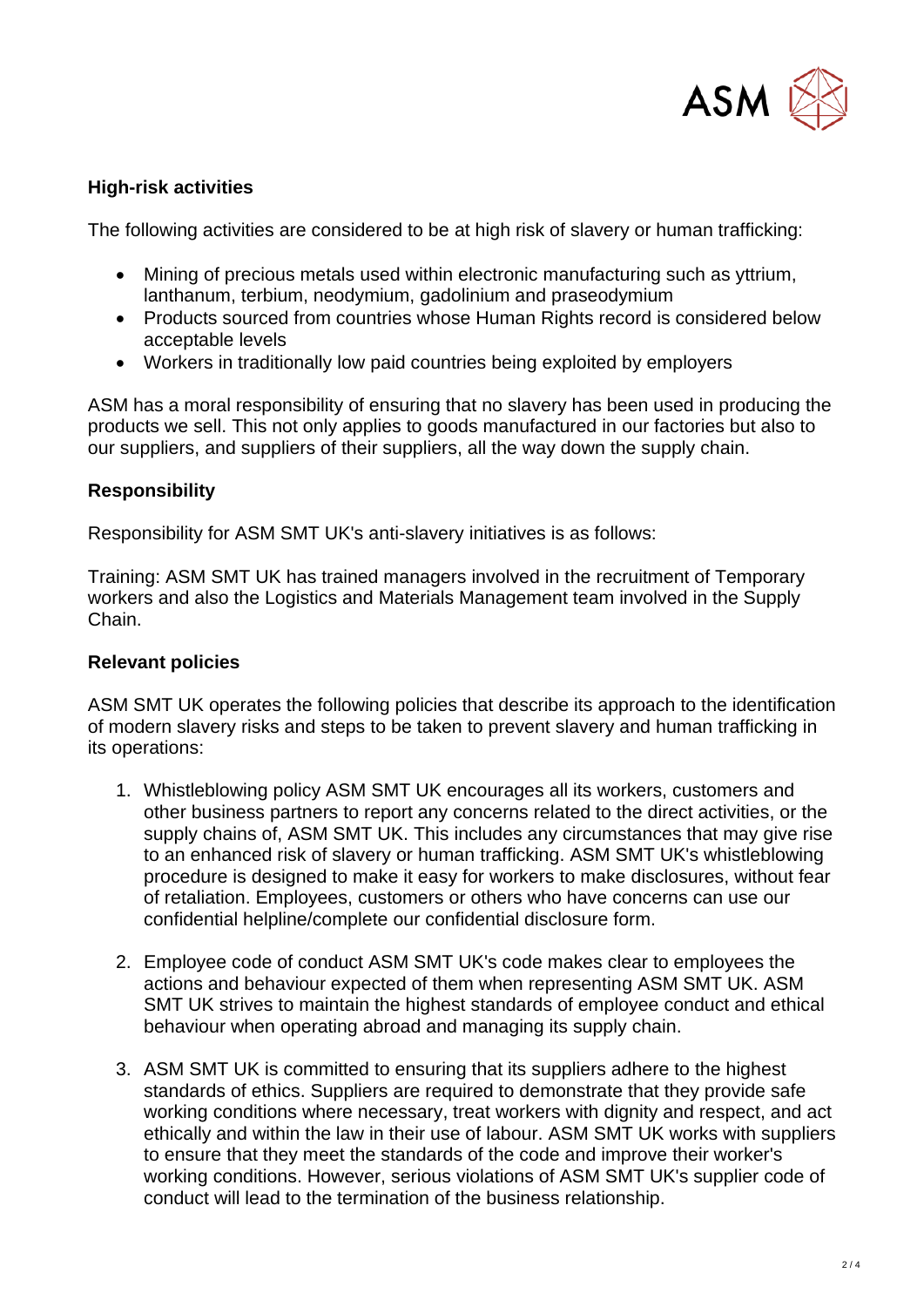## High-risk activities

The following activities are considered to be at high risk of slavery or human trafficking:

- Mining of precious metals used within electronic manufacturing such as yttrium, lanthanum, terbium, neodymium, gadolinium and praseodymium
- Products sourced from countries whose Human Rights record is considered below acceptable levels
- Workers in traditionally low paid countries being exploited by employers

ASM has a moral responsibility of ensuring that no slavery has been used in producing the products we sell. This not only applies to goods manufactured in our factories but also to our suppliers, and suppliers of their suppliers, all the way down the supply chain.

## Responsibility

Responsibility for ASM SMT UK's anti-slavery initiatives is as follows:

Training: ASM SMT UK has trained managers involved in the recruitment of Temporary workers and also the Logistics and Materials Management team involved in the Supply Chain.

## Relevant policies

ASM SMT UK operates the following policies that describe its approach to the identification of modern slavery risks and steps to be taken to prevent slavery and human trafficking in its operations:

1. Whistleblowing policy ASM SMT UK encourages all its workers, customers and other business partners to report any concerns related to the direct activities, or the supply chains of, ASM SMT UK. This includes any circumstances that may give rise to an enhanced risk of slavery or human trafficking. ASM SMT UK's whistleblowing procedure is designed to make it easy for workers to make disclosures, without fear of retaliation. Employees, customers or others who have concerns can use our confidential helpline/complete our confidential disclosure form.

2. Employee code of conduct ASM SMT UK's code makes clear to employees the actions and behaviour expected of them when representing ASM SMT UK. ASM SMT UK strives to maintain the highest standards of employee conduct and ethical behaviour when operating abroad and managing its supply chain.

3. ASM SMT UK is committed to ensuring that its suppliers adhere to the highest standards of ethics. Suppliers are required to demonstrate that they provide safe working conditions where necessary, treat workers with dignity and respect, and act ethically and within the law in their use of labour. ASM SMT UK works with suppliers to ensure that they meet the standards of the code and improve their worker's working conditions. However, serious violations of ASM SMT UK's supplier code of conduct will lead to the termination of the business relationship.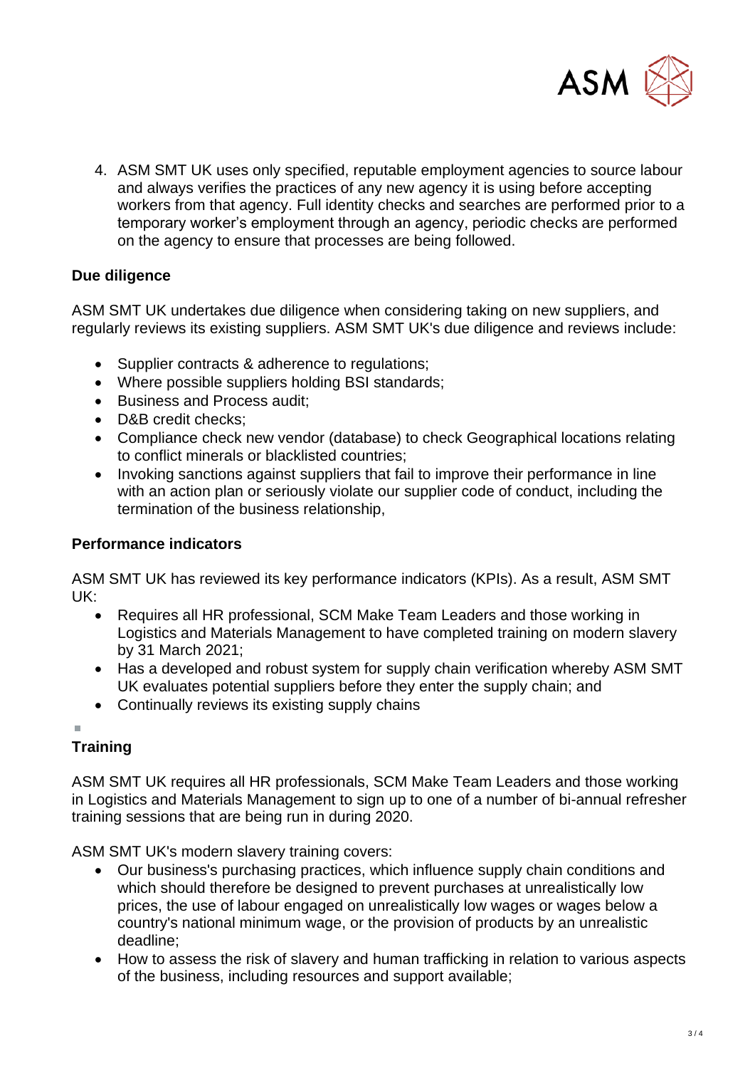4. ASM SMT UK uses only specified, reputable employment agencies to source labour and always verifies the practices of any new agency it is using before accepting workers from that agency. Full identity checks and searches are performed prior to a temporary worker's employment through an agency, periodic checks are performed on the agency to ensure that processes are being followed.

**Due diligence**

ASM SMT UK undertakes due diligence when considering taking on new suppliers, and regularly reviews its existing suppliers. ASM SMT UK's due diligence and reviews include:

- Supplier contracts & adherence to regulations;
- Where possible suppliers holding BSI standards;
- Business and Process audit;
- D&B credit checks;
- Compliance check new vendor (database) to check Geographical locations relating to conflict minerals or blacklisted countries;
- Invoking sanctions against suppliers that fail to improve their performance in line with an action plan or seriously violate our supplier code of conduct, including the termination of the business relationship,

**Performance indicators**

ASM SMT UK has reviewed its key performance indicators (KPIs). As a result, ASM SMT UK:

- Requires all HR professional, SCM Make Team Leaders and those working in Logistics and Materials Management to have completed training on modern slavery by 31 March 2021;
- Has a developed and robust system for supply chain verification whereby ASM SMT UK evaluates potential suppliers before they enter the supply chain; and
- Continually reviews its existing supply chains

**Training**

ASM SMT UK requires all HR professionals, SCM Make Team Leaders and those working in Logistics and Materials Management to sign up to one of a number of bi-annual refresher training sessions that are being run in during 2020.

ASM SMT UK's modern slavery training covers:

- Our business's purchasing practices, which influence supply chain conditions and which should therefore be designed to prevent purchases at unrealistically low prices, the use of labour engaged on unrealistically low wages or wages below a country's national minimum wage, or the provision of products by an unrealistic deadline;
- How to assess the risk of slavery and human trafficking in relation to various aspects of the business, including resources and support available;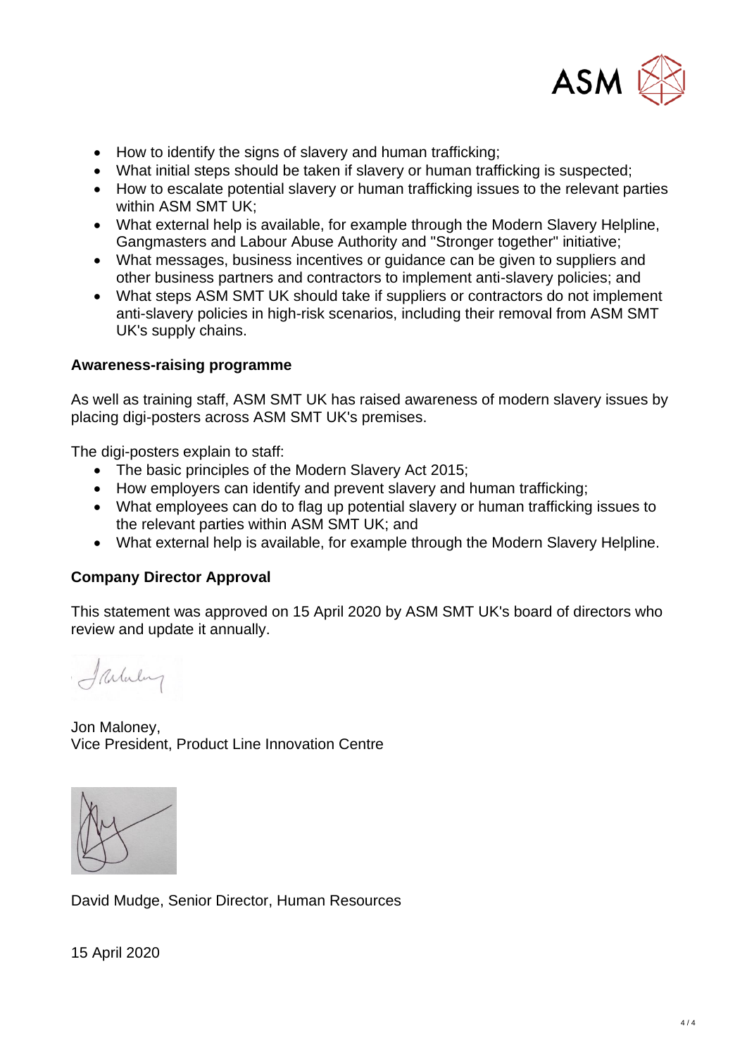- How to identify the signs of slavery and human trafficking;
- What initial steps should be taken if slavery or human trafficking is suspected;
- How to escalate potential slavery or human trafficking issues to the relevant parties within ASM SMT UK;
- What external help is available, for example through the Modern Slavery Helpline, Gangmasters and Labour Abuse Authority and "Stronger together" initiative;
- What messages, business incentives or guidance can be given to suppliers and other business partners and contractors to implement anti-slavery policies; and
- What steps ASM SMT UK should take if suppliers or contractors do not implement anti-slavery policies in high-risk scenarios, including their removal from ASM SMT UK's supply chains.

**Awareness-raising programme**

As well as training staff, ASM SMT UK has raised awareness of modern slavery issues by placing digi-posters across ASM SMT UK's premises.

The digi-posters explain to staff:

- The basic principles of the Modern Slavery Act 2015;
- How employers can identify and prevent slavery and human trafficking;
- What employees can do to flag up potential slavery or human trafficking issues to the relevant parties within ASM SMT UK; and
- What external help is available, for example through the Modern Slavery Helpline.

**Company Director Approval**

This statement was approved on 15 April 2020 by ASM SMT UK's board of directors who review and update it annually.

Jon Maloney,
Vice President, Product Line Innovation Centre

David Mudge, Senior Director, Human Resources

15 April 2020